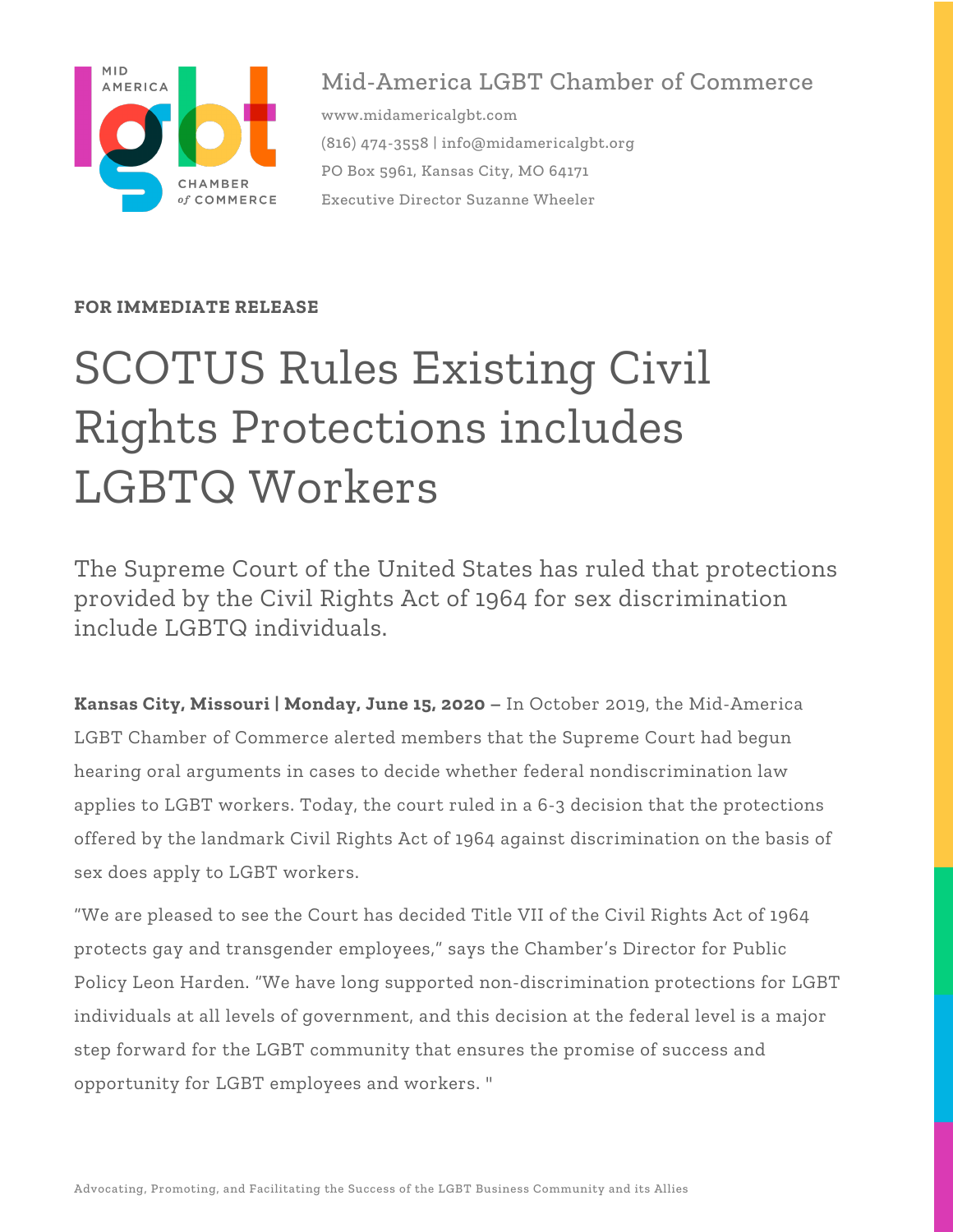Mid-America LGBT Chamber of Commerce

www.midamericalgbt.com

(816) 474-3558 | info@midamericalgbt.org

PO Box 5961, Kansas City, MO 64171

Executive Director Suzanne Wheeler

**FOR IMMEDIATE RELEASE**

# SCOTUS Rules Existing Civil Rights Protections includes LGBTQ Workers

## The Supreme Court of the United States has ruled that protections provided by the Civil Rights Act of 1964 for sex discrimination include LGBTQ individuals.

**Kansas City, Missouri | Monday, June 15, 2020 –** In October 2019, the Mid-America LGBT Chamber of Commerce alerted members that the Supreme Court had begun hearing oral arguments in cases to decide whether federal nondiscrimination law applies to LGBT workers. Today, the court ruled in a 6-3 decision that the protections offered by the landmark Civil Rights Act of 1964 against discrimination on the basis of sex does apply to LGBT workers.

"We are pleased to see the Court has decided Title VII of the Civil Rights Act of 1964 protects gay and transgender employees," says the Chamber's Director for Public Policy Leon Harden. "We have long supported non-discrimination protections for LGBT individuals at all levels of government, and this decision at the federal level is a major step forward for the LGBT community that ensures the promise of success and opportunity for LGBT employees and workers. "

Advocating, Promoting, and Facilitating the Success of the LGBT Business Community and its Allies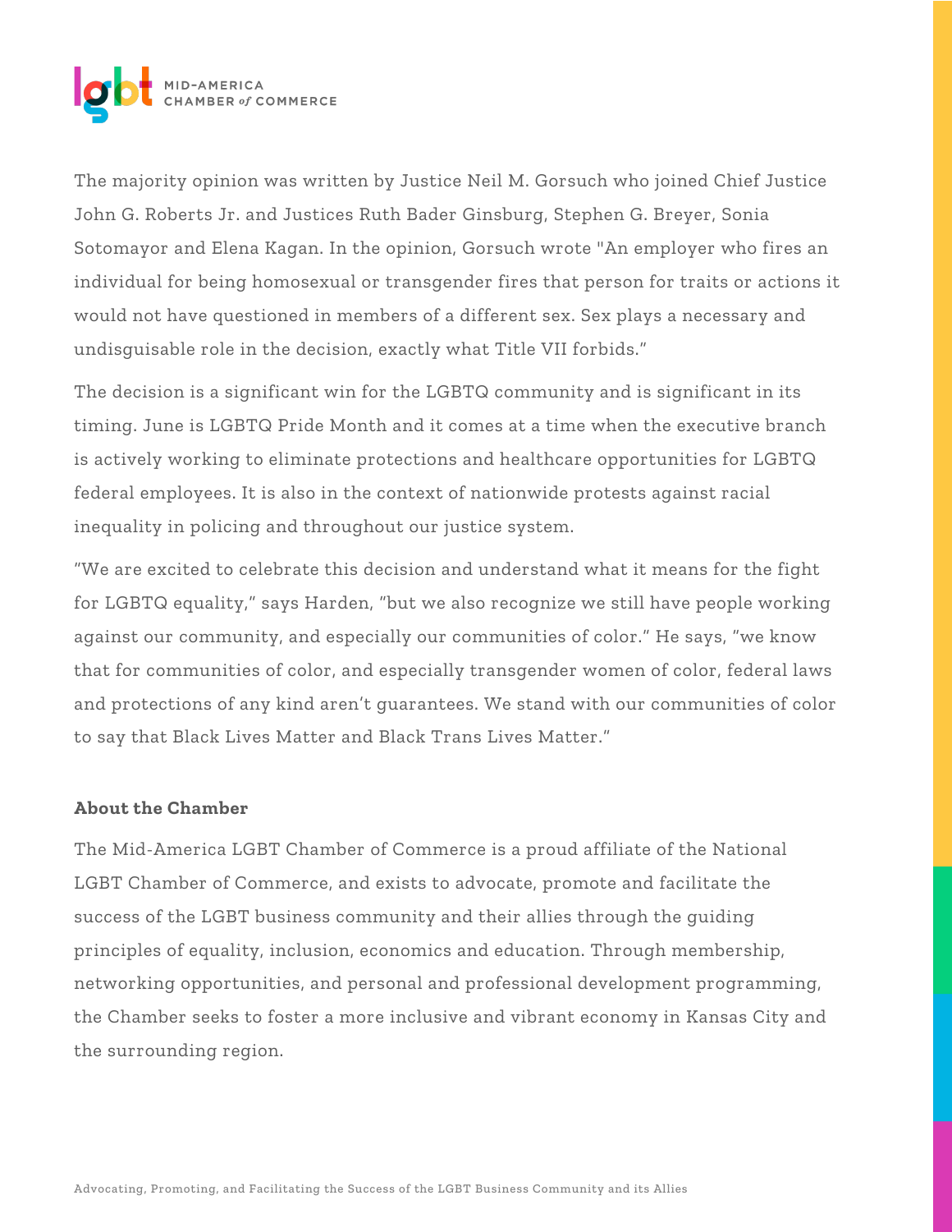The majority opinion was written by Justice Neil M. Gorsuch who joined Chief Justice John G. Roberts Jr. and Justices Ruth Bader Ginsburg, Stephen G. Breyer, Sonia Sotomayor and Elena Kagan. In the opinion, Gorsuch wrote "An employer who fires an individual for being homosexual or transgender fires that person for traits or actions it would not have questioned in members of a different sex. Sex plays a necessary and undisguisable role in the decision, exactly what Title VII forbids."

The decision is a significant win for the LGBTQ community and is significant in its timing. June is LGBTQ Pride Month and it comes at a time when the executive branch is actively working to eliminate protections and healthcare opportunities for LGBTQ federal employees. It is also in the context of nationwide protests against racial inequality in policing and throughout our justice system.

"We are excited to celebrate this decision and understand what it means for the fight for LGBTQ equality," says Harden, "but we also recognize we still have people working against our community, and especially our communities of color." He says, "we know that for communities of color, and especially transgender women of color, federal laws and protections of any kind aren't guarantees. We stand with our communities of color to say that Black Lives Matter and Black Trans Lives Matter."

**About the Chamber**

The Mid-America LGBT Chamber of Commerce is a proud affiliate of the National LGBT Chamber of Commerce, and exists to advocate, promote and facilitate the success of the LGBT business community and their allies through the guiding principles of equality, inclusion, economics and education. Through membership, networking opportunities, and personal and professional development programming, the Chamber seeks to foster a more inclusive and vibrant economy in Kansas City and the surrounding region.